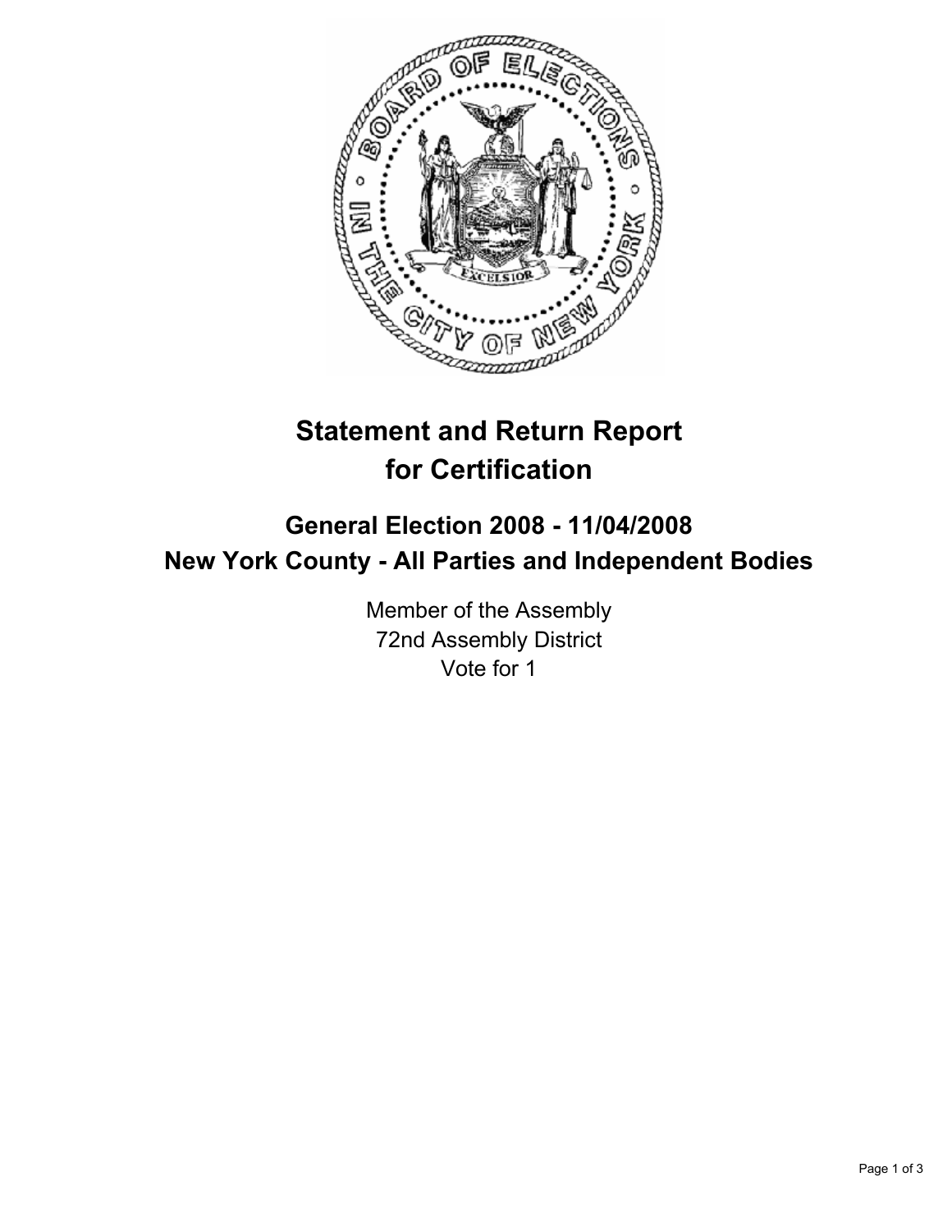# Statement and Return Report for Certification

## General Election 2008 - 11/04/2008
## New York County - All Parties and Independent Bodies

Member of the Assembly
72nd Assembly District
Vote for 1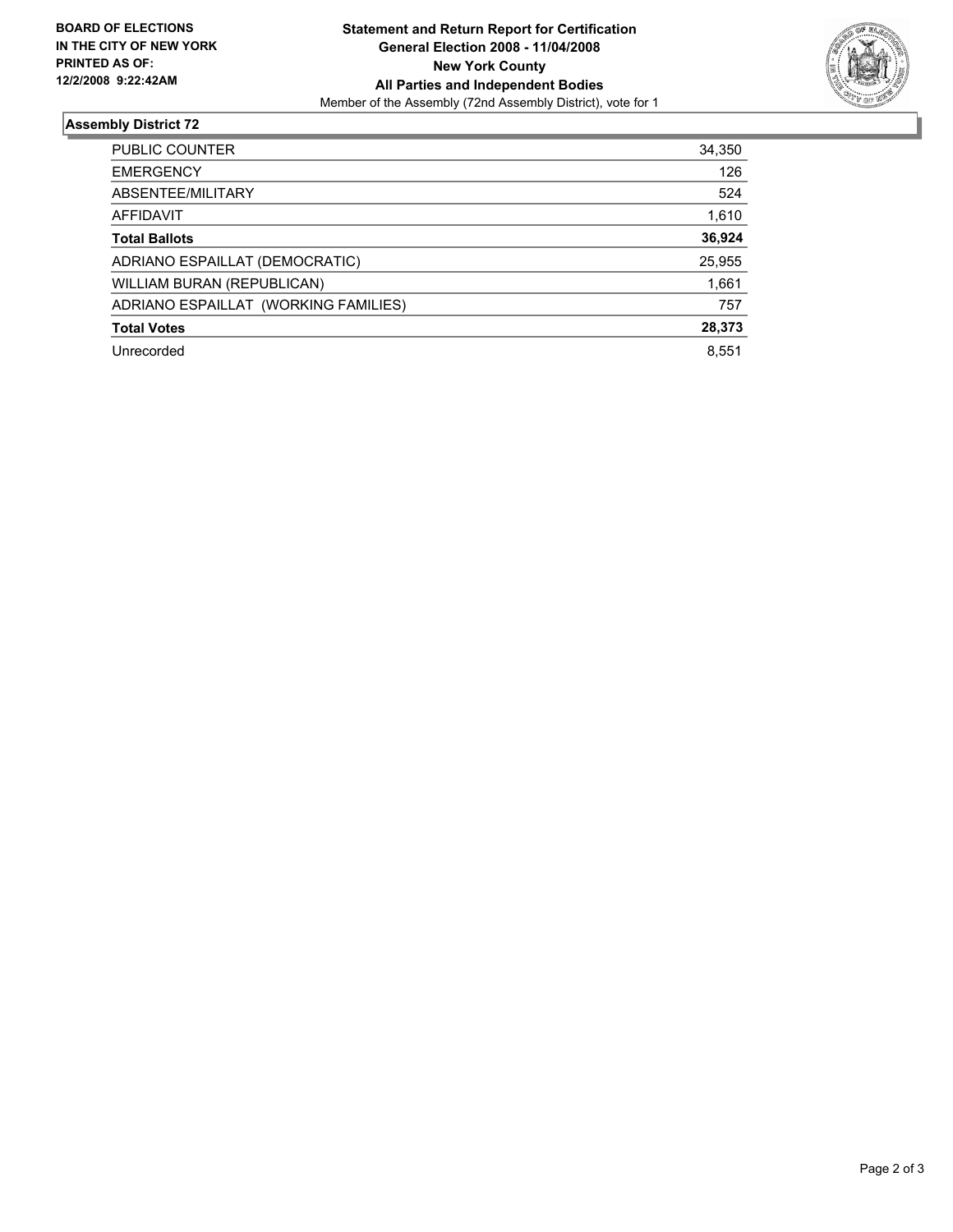**BOARD OF ELECTIONS IN THE CITY OF NEW YORK PRINTED AS OF: 12/2/2008 9:22:42AM**

# Statement and Return Report for Certification
## General Election 2008 - 11/04/2008
## New York County
## All Parties and Independent Bodies

Member of the Assembly (72nd Assembly District), vote for 1

### Assembly District 72

| | |
|---|---|
| PUBLIC COUNTER | 34,350 |
| EMERGENCY | 126 |
| ABSENTEE/MILITARY | 524 |
| AFFIDAVIT | 1,610 |
| **Total Ballots** | **36,924** |
| ADRIANO ESPAILLAT (DEMOCRATIC) | 25,955 |
| WILLIAM BURAN (REPUBLICAN) | 1,661 |
| ADRIANO ESPAILLAT (WORKING FAMILIES) | 757 |
| **Total Votes** | **28,373** |
| Unrecorded | 8,551 |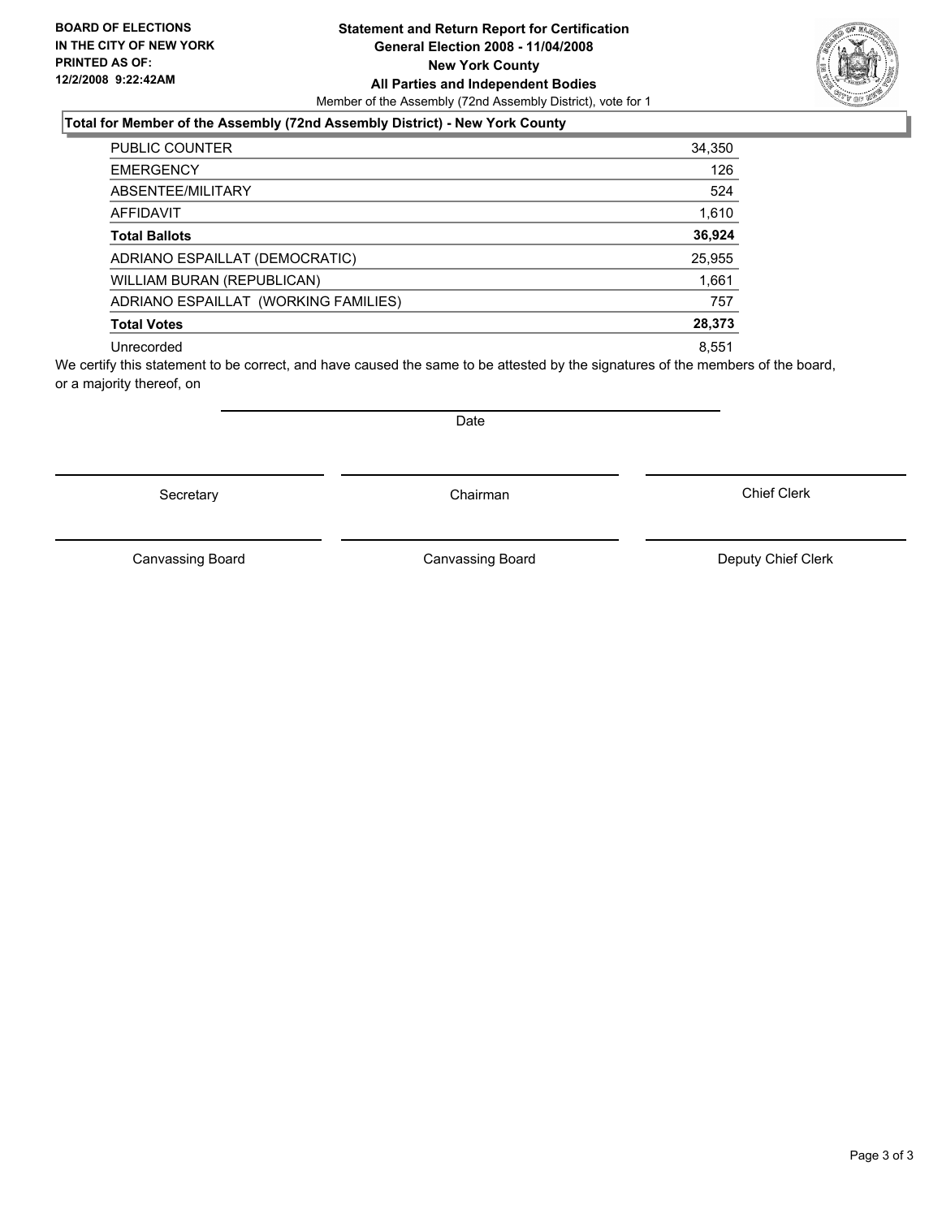**BOARD OF ELECTIONS IN THE CITY OF NEW YORK PRINTED AS OF: 12/2/2008 9:22:42AM**

**Statement and Return Report for Certification**
**General Election 2008 - 11/04/2008**
**New York County**
**All Parties and Independent Bodies**
Member of the Assembly (72nd Assembly District), vote for 1

### Total for Member of the Assembly (72nd Assembly District) - New York County

| | |
|---|---|
| PUBLIC COUNTER | 34,350 |
| EMERGENCY | 126 |
| ABSENTEE/MILITARY | 524 |
| AFFIDAVIT | 1,610 |
| **Total Ballots** | **36,924** |
| ADRIANO ESPAILLAT (DEMOCRATIC) | 25,955 |
| WILLIAM BURAN (REPUBLICAN) | 1,661 |
| ADRIANO ESPAILLAT (WORKING FAMILIES) | 757 |
| **Total Votes** | **28,373** |
| Unrecorded | 8,551 |

We certify this statement to be correct, and have caused the same to be attested by the signatures of the members of the board, or a majority thereof, on

Date

Secretary | Chairman | Chief Clerk

Canvassing Board | Canvassing Board | Deputy Chief Clerk